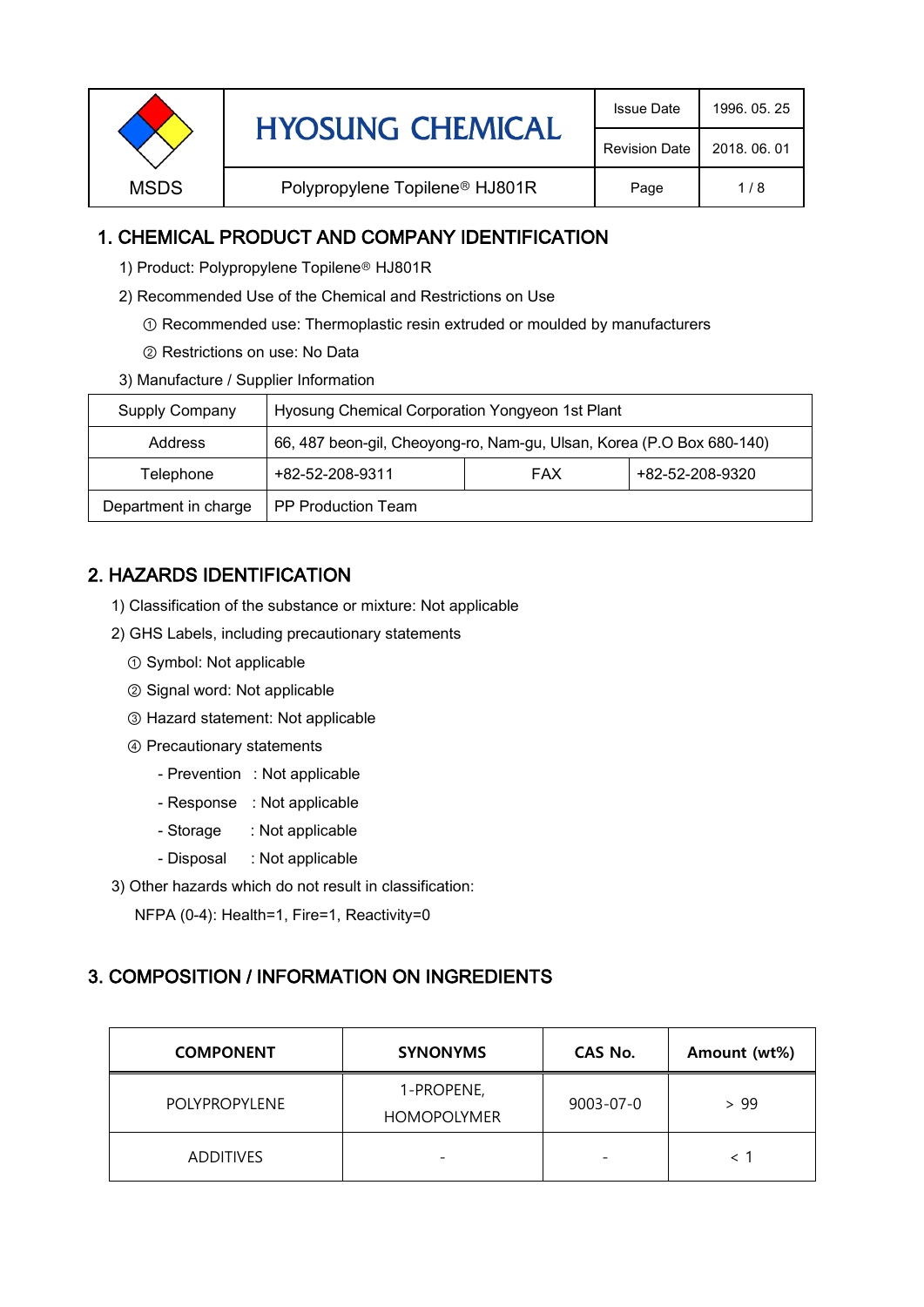| MSDS | HYOSUNG CHEMICAL | Issue Date | 1996. 05. 25 |
| --- | --- | --- | --- |
| | | Revision Date | 2018. 06. 01 |
| | Polypropylene Topilene® HJ801R | | |

## 1. CHEMICAL PRODUCT AND COMPANY IDENTIFICATION

1) Product: Polypropylene Topilene® HJ801R

2) Recommended Use of the Chemical and Restrictions on Use

① Recommended use: Thermoplastic resin extruded or moulded by manufacturers

② Restrictions on use: No Data

3) Manufacture / Supplier Information

| Supply Company | Hyosung Chemical Corporation Yongyeon 1st Plant | | |
| --- | --- | --- | --- |
| Address | 66, 487 beon-gil, Cheoyong-ro, Nam-gu, Ulsan, Korea (P.O Box 680-140) | | |
| Telephone | +82-52-208-9311 | FAX | +82-52-208-9320 |
| Department in charge | PP Production Team | | |

## 2. HAZARDS IDENTIFICATION

1) Classification of the substance or mixture: Not applicable

2) GHS Labels, including precautionary statements

① Symbol: Not applicable

② Signal word: Not applicable

③ Hazard statement: Not applicable

④ Precautionary statements

- Prevention : Not applicable
- Response : Not applicable
- Storage : Not applicable
- Disposal : Not applicable

3) Other hazards which do not result in classification:

NFPA (0-4): Health=1, Fire=1, Reactivity=0

## 3. COMPOSITION / INFORMATION ON INGREDIENTS

| COMPONENT | SYNONYMS | CAS No. | Amount (wt%) |
| --- | --- | --- | --- |
| POLYPROPYLENE | 1-PROPENE, HOMOPOLYMER | 9003-07-0 | > 99 |
| ADDITIVES | - | - | < 1 |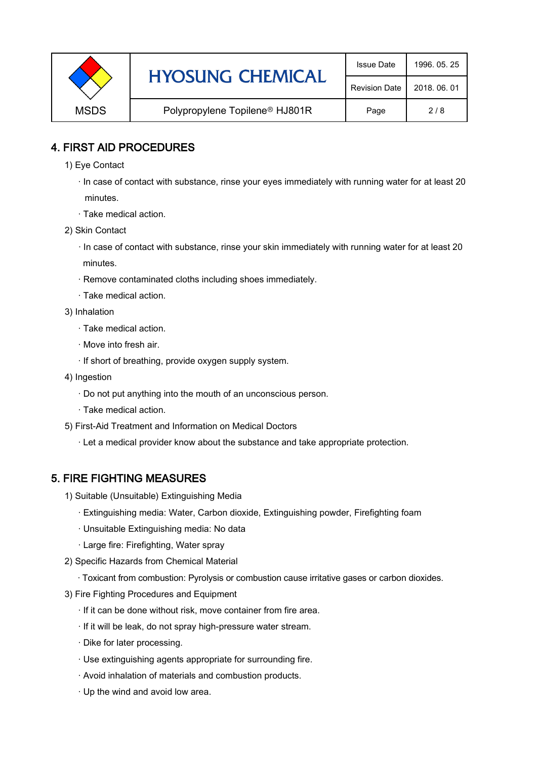## 4. FIRST AID PROCEDURES

1) Eye Contact

· In case of contact with substance, rinse your eyes immediately with running water for at least 20 minutes.

· Take medical action.

2) Skin Contact

· In case of contact with substance, rinse your skin immediately with running water for at least 20 minutes.

· Remove contaminated cloths including shoes immediately.

· Take medical action.

3) Inhalation

· Take medical action.

· Move into fresh air.

· If short of breathing, provide oxygen supply system.

4) Ingestion

· Do not put anything into the mouth of an unconscious person.

· Take medical action.

5) First-Aid Treatment and Information on Medical Doctors

· Let a medical provider know about the substance and take appropriate protection.

## 5. FIRE FIGHTING MEASURES

1) Suitable (Unsuitable) Extinguishing Media

· Extinguishing media: Water, Carbon dioxide, Extinguishing powder, Firefighting foam

· Unsuitable Extinguishing media: No data

· Large fire: Firefighting, Water spray

2) Specific Hazards from Chemical Material

· Toxicant from combustion: Pyrolysis or combustion cause irritative gases or carbon dioxides.

3) Fire Fighting Procedures and Equipment

· If it can be done without risk, move container from fire area.

· If it will be leak, do not spray high-pressure water stream.

· Dike for later processing.

· Use extinguishing agents appropriate for surrounding fire.

· Avoid inhalation of materials and combustion products.

· Up the wind and avoid low area.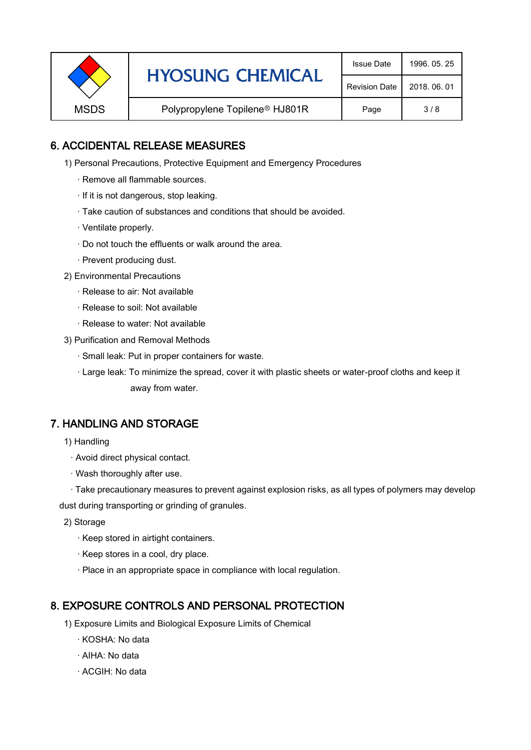## 6. ACCIDENTAL RELEASE MEASURES

1) Personal Precautions, Protective Equipment and Emergency Procedures

· Remove all flammable sources.

· If it is not dangerous, stop leaking.

· Take caution of substances and conditions that should be avoided.

· Ventilate properly.

· Do not touch the effluents or walk around the area.

· Prevent producing dust.

2) Environmental Precautions

· Release to air: Not available

· Release to soil: Not available

· Release to water: Not available

3) Purification and Removal Methods

· Small leak: Put in proper containers for waste.

· Large leak: To minimize the spread, cover it with plastic sheets or water-proof cloths and keep it away from water.

## 7. HANDLING AND STORAGE

1) Handling

· Avoid direct physical contact.

· Wash thoroughly after use.

· Take precautionary measures to prevent against explosion risks, as all types of polymers may develop dust during transporting or grinding of granules.

2) Storage

· Keep stored in airtight containers.

· Keep stores in a cool, dry place.

· Place in an appropriate space in compliance with local regulation.

## 8. EXPOSURE CONTROLS AND PERSONAL PROTECTION

1) Exposure Limits and Biological Exposure Limits of Chemical

· KOSHA: No data

· AIHA: No data

· ACGIH: No data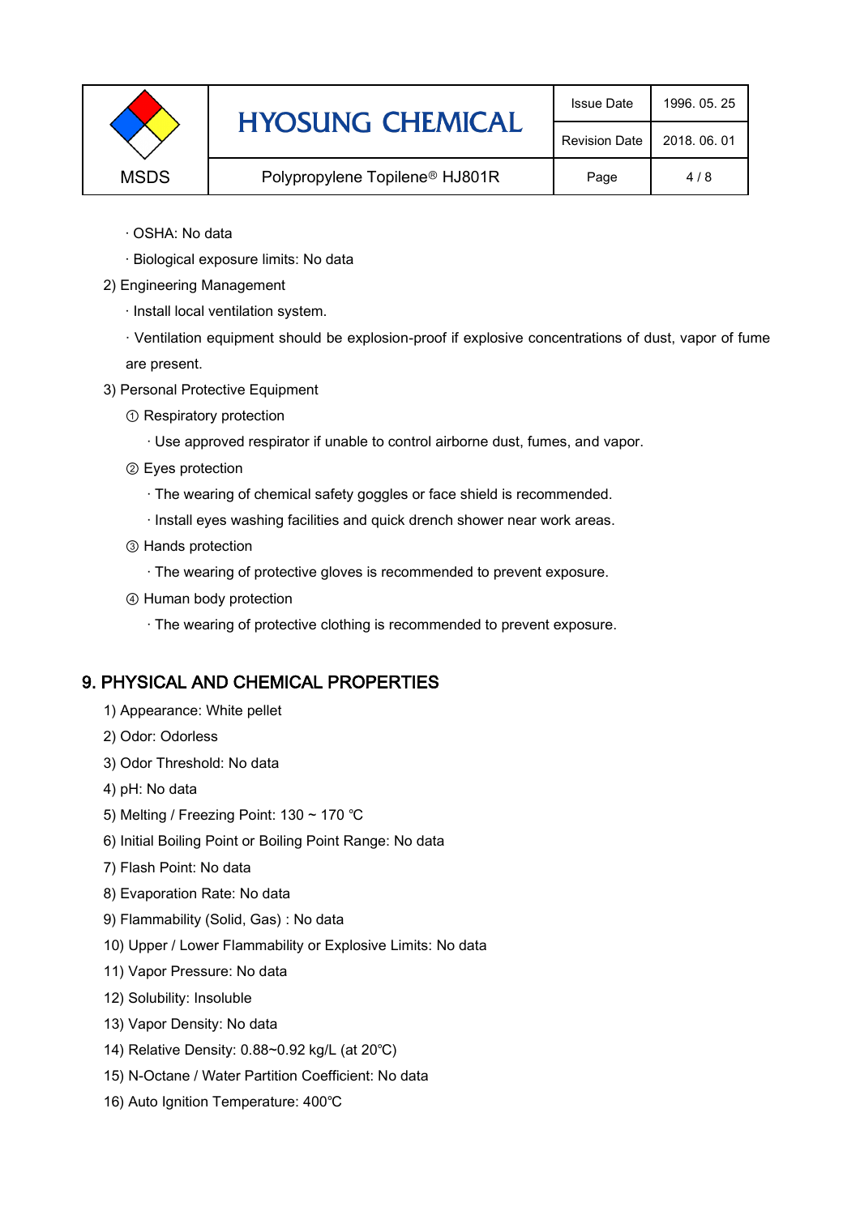· OSHA: No data

· Biological exposure limits: No data

2) Engineering Management

· Install local ventilation system.

· Ventilation equipment should be explosion-proof if explosive concentrations of dust, vapor of fume are present.

3) Personal Protective Equipment

① Respiratory protection

· Use approved respirator if unable to control airborne dust, fumes, and vapor.

② Eyes protection

· The wearing of chemical safety goggles or face shield is recommended.

· Install eyes washing facilities and quick drench shower near work areas.

③ Hands protection

· The wearing of protective gloves is recommended to prevent exposure.

④ Human body protection

· The wearing of protective clothing is recommended to prevent exposure.

## 9. PHYSICAL AND CHEMICAL PROPERTIES

1) Appearance: White pellet

2) Odor: Odorless

3) Odor Threshold: No data

4) pH: No data

5) Melting / Freezing Point: 130 ~ 170 ℃

6) Initial Boiling Point or Boiling Point Range: No data

7) Flash Point: No data

8) Evaporation Rate: No data

9) Flammability (Solid, Gas) : No data

10) Upper / Lower Flammability or Explosive Limits: No data

11) Vapor Pressure: No data

12) Solubility: Insoluble

13) Vapor Density: No data

14) Relative Density: 0.88~0.92 kg/L (at 20℃)

15) N-Octane / Water Partition Coefficient: No data

16) Auto Ignition Temperature: 400℃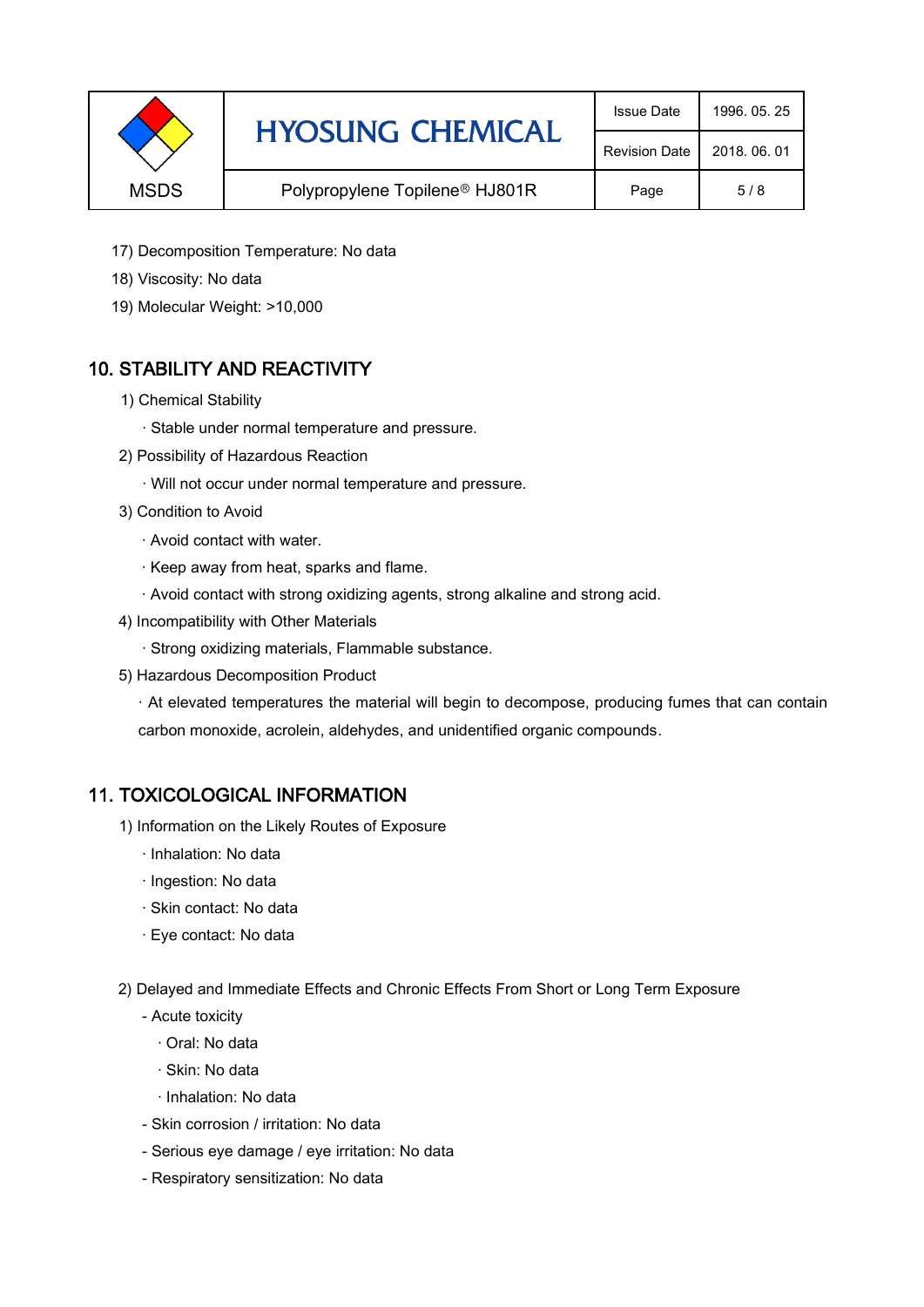17) Decomposition Temperature: No data

18) Viscosity: No data

19) Molecular Weight: >10,000

## 10. STABILITY AND REACTIVITY

1) Chemical Stability

· Stable under normal temperature and pressure.

2) Possibility of Hazardous Reaction

· Will not occur under normal temperature and pressure.

3) Condition to Avoid

· Avoid contact with water.

· Keep away from heat, sparks and flame.

· Avoid contact with strong oxidizing agents, strong alkaline and strong acid.

4) Incompatibility with Other Materials

· Strong oxidizing materials, Flammable substance.

5) Hazardous Decomposition Product

· At elevated temperatures the material will begin to decompose, producing fumes that can contain carbon monoxide, acrolein, aldehydes, and unidentified organic compounds.

## 11. TOXICOLOGICAL INFORMATION

1) Information on the Likely Routes of Exposure

· Inhalation: No data

· Ingestion: No data

· Skin contact: No data

· Eye contact: No data

2) Delayed and Immediate Effects and Chronic Effects From Short or Long Term Exposure

- Acute toxicity
  - · Oral: No data
  - · Skin: No data
  - · Inhalation: No data
- Skin corrosion / irritation: No data
- Serious eye damage / eye irritation: No data
- Respiratory sensitization: No data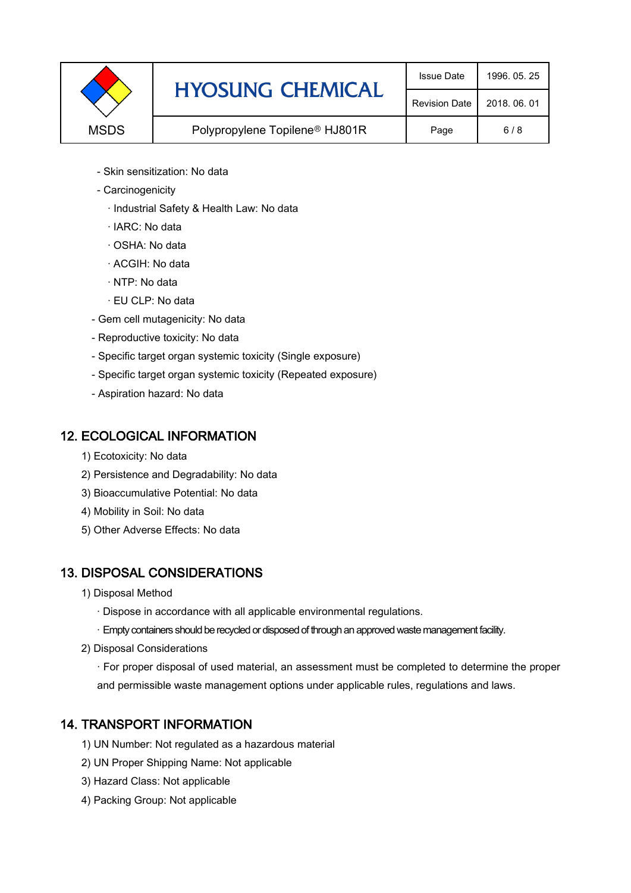- Skin sensitization: No data
- Carcinogenicity
  - · Industrial Safety & Health Law: No data
  - · IARC: No data
  - · OSHA: No data
  - · ACGIH: No data
  - · NTP: No data
  - · EU CLP: No data
- Gem cell mutagenicity: No data
- Reproductive toxicity: No data
- Specific target organ systemic toxicity (Single exposure)
- Specific target organ systemic toxicity (Repeated exposure)
- Aspiration hazard: No data

## 12. ECOLOGICAL INFORMATION

1) Ecotoxicity: No data
2) Persistence and Degradability: No data
3) Bioaccumulative Potential: No data
4) Mobility in Soil: No data
5) Other Adverse Effects: No data

## 13. DISPOSAL CONSIDERATIONS

1) Disposal Method
   - · Dispose in accordance with all applicable environmental regulations.
   - · Empty containers should be recycled or disposed of through an approved waste management facility.
2) Disposal Considerations
   - · For proper disposal of used material, an assessment must be completed to determine the proper and permissible waste management options under applicable rules, regulations and laws.

## 14. TRANSPORT INFORMATION

1) UN Number: Not regulated as a hazardous material
2) UN Proper Shipping Name: Not applicable
3) Hazard Class: Not applicable
4) Packing Group: Not applicable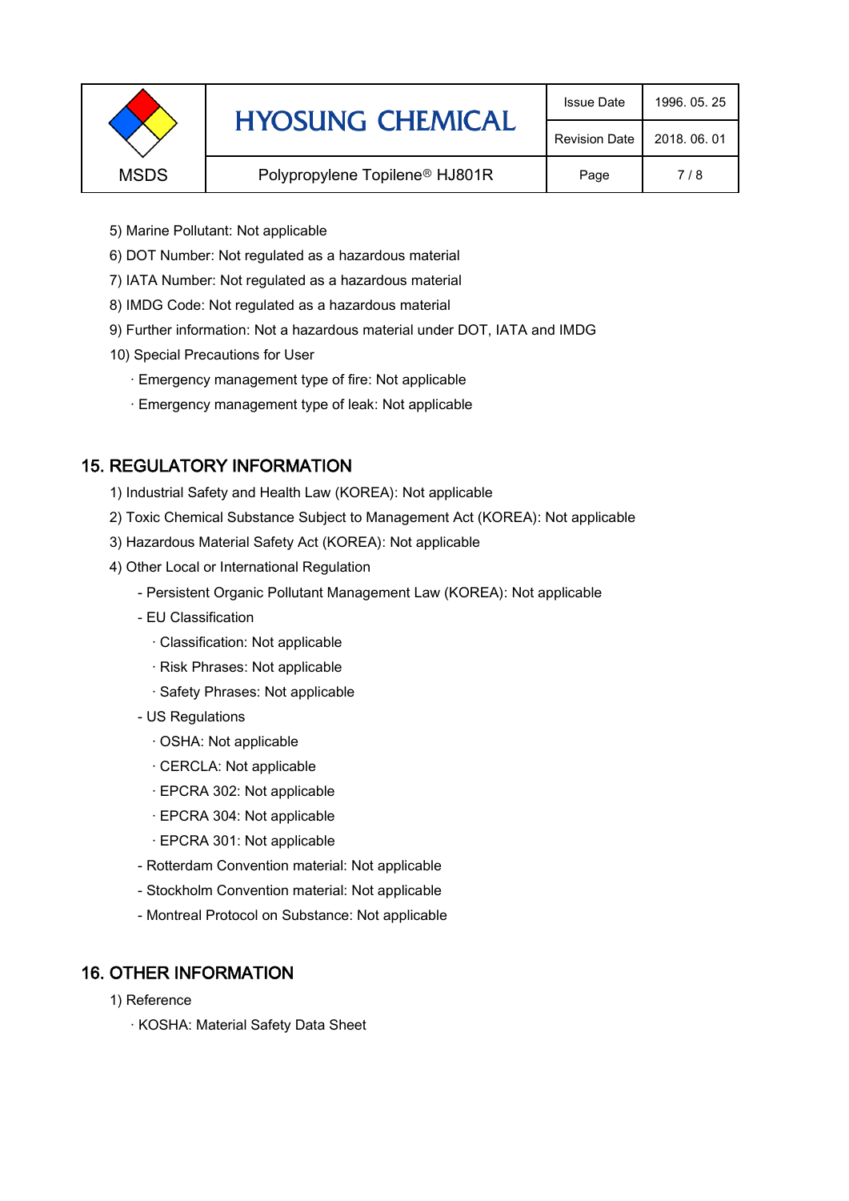5) Marine Pollutant: Not applicable

6) DOT Number: Not regulated as a hazardous material

7) IATA Number: Not regulated as a hazardous material

8) IMDG Code: Not regulated as a hazardous material

9) Further information: Not a hazardous material under DOT, IATA and IMDG

10) Special Precautions for User

· Emergency management type of fire: Not applicable

· Emergency management type of leak: Not applicable

## 15. REGULATORY INFORMATION

1) Industrial Safety and Health Law (KOREA): Not applicable

2) Toxic Chemical Substance Subject to Management Act (KOREA): Not applicable

3) Hazardous Material Safety Act (KOREA): Not applicable

4) Other Local or International Regulation

- Persistent Organic Pollutant Management Law (KOREA): Not applicable
- EU Classification
  - · Classification: Not applicable
  - · Risk Phrases: Not applicable
  - · Safety Phrases: Not applicable
- US Regulations
  - · OSHA: Not applicable
  - · CERCLA: Not applicable
  - · EPCRA 302: Not applicable
  - · EPCRA 304: Not applicable
  - · EPCRA 301: Not applicable
- Rotterdam Convention material: Not applicable
- Stockholm Convention material: Not applicable
- Montreal Protocol on Substance: Not applicable

## 16. OTHER INFORMATION

1) Reference

· KOSHA: Material Safety Data Sheet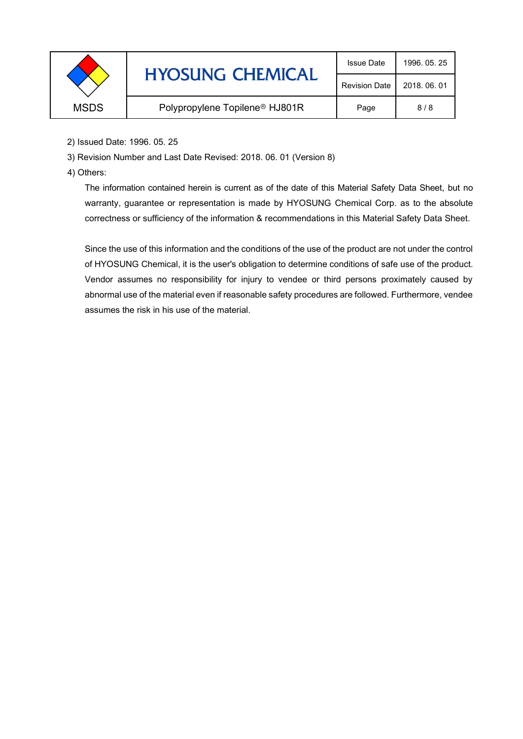2) Issued Date: 1996. 05. 25

3) Revision Number and Last Date Revised: 2018. 06. 01 (Version 8)

4) Others:

The information contained herein is current as of the date of this Material Safety Data Sheet, but no warranty, guarantee or representation is made by HYOSUNG Chemical Corp. as to the absolute correctness or sufficiency of the information & recommendations in this Material Safety Data Sheet.

Since the use of this information and the conditions of the use of the product are not under the control of HYOSUNG Chemical, it is the user's obligation to determine conditions of safe use of the product. Vendor assumes no responsibility for injury to vendee or third persons proximately caused by abnormal use of the material even if reasonable safety procedures are followed. Furthermore, vendee assumes the risk in his use of the material.